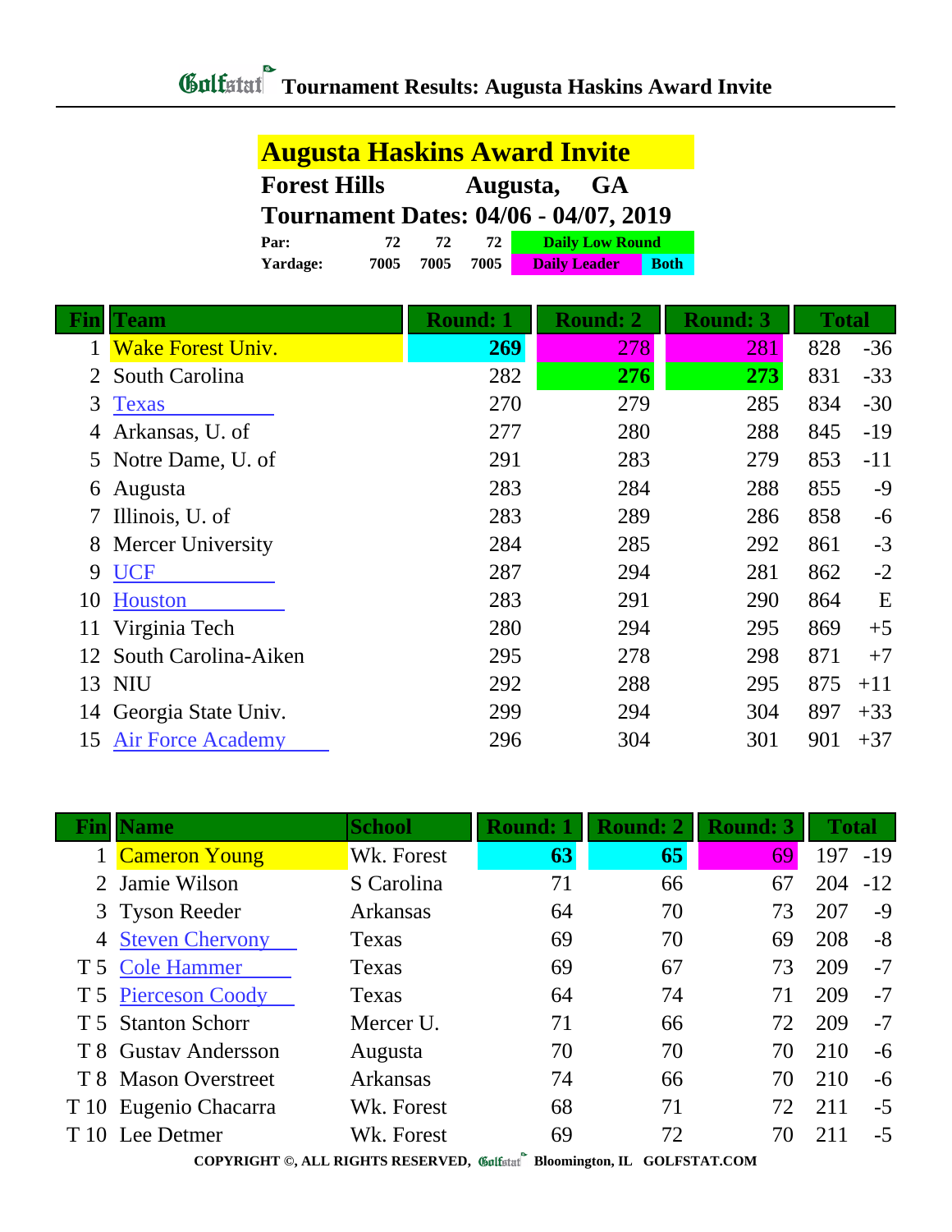# Golfstat Tournament Results: Augusta Haskins Award Invite

## Augusta Haskins Award Invite

**Forest Hills Augusta, GA**

**Tournament Dates: 04/06 - 04/07, 2019**

| | | | | |
|---|---|---|---|---|
| **Par:** | **72** | **72** | **72** | **Daily Low Round** |
| **Yardage:** | **7005** | **7005** | **7005** | **Daily Leader** / **Both** |

| Fin | Team | Round: 1 | Round: 2 | Round: 3 | Total | |
|---|---|---|---|---|---|---|
| 1 | Wake Forest Univ. | **269** | 278 | 281 | 828 | -36 |
| 2 | South Carolina | 282 | **276** | **273** | 831 | -33 |
| 3 | Texas | 270 | 279 | 285 | 834 | -30 |
| 4 | Arkansas, U. of | 277 | 280 | 288 | 845 | -19 |
| 5 | Notre Dame, U. of | 291 | 283 | 279 | 853 | -11 |
| 6 | Augusta | 283 | 284 | 288 | 855 | -9 |
| 7 | Illinois, U. of | 283 | 289 | 286 | 858 | -6 |
| 8 | Mercer University | 284 | 285 | 292 | 861 | -3 |
| 9 | UCF | 287 | 294 | 281 | 862 | -2 |
| 10 | Houston | 283 | 291 | 290 | 864 | E |
| 11 | Virginia Tech | 280 | 294 | 295 | 869 | +5 |
| 12 | South Carolina-Aiken | 295 | 278 | 298 | 871 | +7 |
| 13 | NIU | 292 | 288 | 295 | 875 | +11 |
| 14 | Georgia State Univ. | 299 | 294 | 304 | 897 | +33 |
| 15 | Air Force Academy | 296 | 304 | 301 | 901 | +37 |

| Fin | Name | School | Round: 1 | Round: 2 | Round: 3 | Total | |
|---|---|---|---|---|---|---|---|
| 1 | Cameron Young | Wk. Forest | **63** | **65** | 69 | 197 | -19 |
| 2 | Jamie Wilson | S Carolina | 71 | 66 | 67 | 204 | -12 |
| 3 | Tyson Reeder | Arkansas | 64 | 70 | 73 | 207 | -9 |
| 4 | Steven Chervony | Texas | 69 | 70 | 69 | 208 | -8 |
| T 5 | Cole Hammer | Texas | 69 | 67 | 73 | 209 | -7 |
| T 5 | Pierceson Coody | Texas | 64 | 74 | 71 | 209 | -7 |
| T 5 | Stanton Schorr | Mercer U. | 71 | 66 | 72 | 209 | -7 |
| T 8 | Gustav Andersson | Augusta | 70 | 70 | 70 | 210 | -6 |
| T 8 | Mason Overstreet | Arkansas | 74 | 66 | 70 | 210 | -6 |
| T 10 | Eugenio Chacarra | Wk. Forest | 68 | 71 | 72 | 211 | -5 |
| T 10 | Lee Detmer | Wk. Forest | 69 | 72 | 70 | 211 | -5 |

COPYRIGHT ©, ALL RIGHTS RESERVED, Golfstat Bloomington, IL GOLFSTAT.COM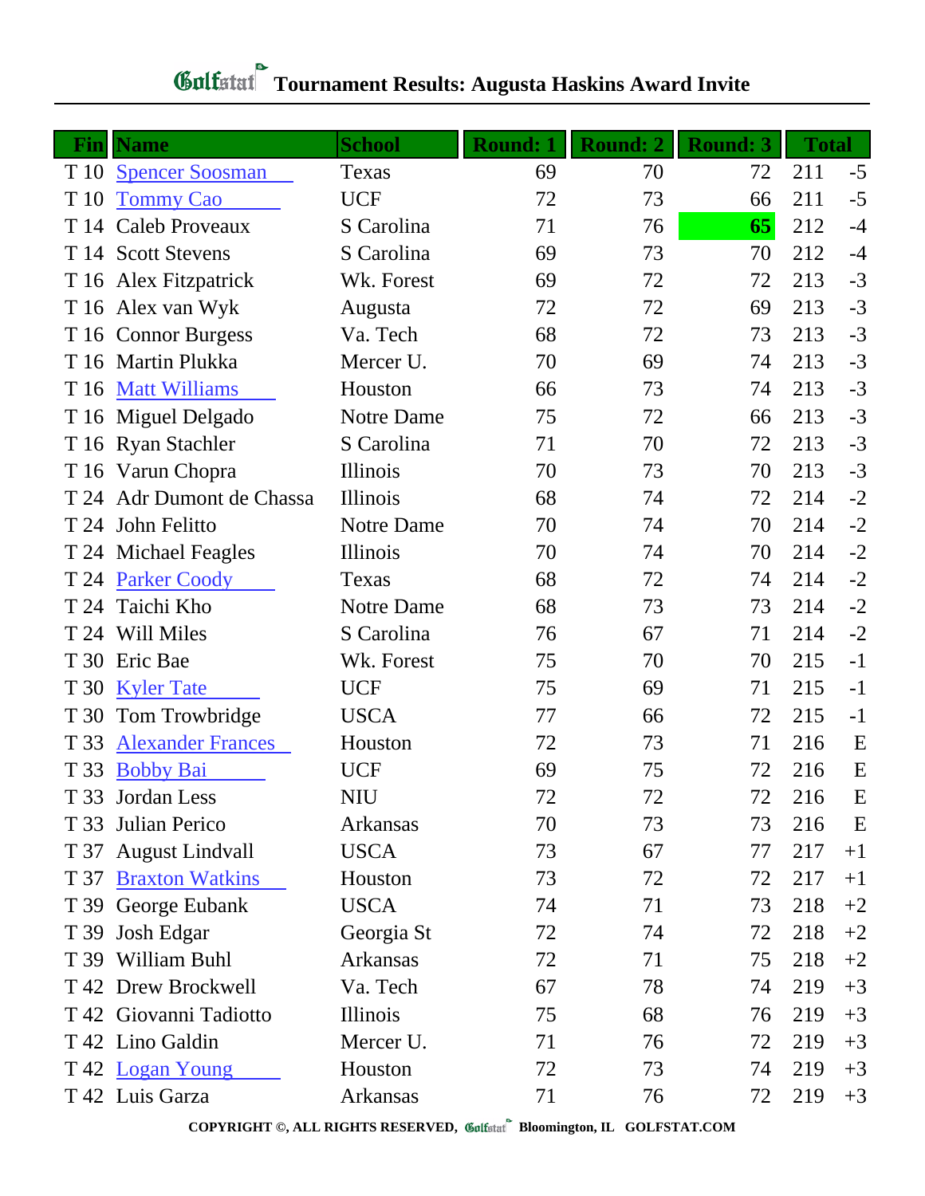# Golfstat Tournament Results: Augusta Haskins Award Invite

| Fin | Name | School | Round: 1 | Round: 2 | Round: 3 | Total | |
|---|---|---|---|---|---|---|---|
| T 10 | Spencer Soosman | Texas | 69 | 70 | 72 | 211 | -5 |
| T 10 | Tommy Cao | UCF | 72 | 73 | 66 | 211 | -5 |
| T 14 | Caleb Proveaux | S Carolina | 71 | 76 | **65** | 212 | -4 |
| T 14 | Scott Stevens | S Carolina | 69 | 73 | 70 | 212 | -4 |
| T 16 | Alex Fitzpatrick | Wk. Forest | 69 | 72 | 72 | 213 | -3 |
| T 16 | Alex van Wyk | Augusta | 72 | 72 | 69 | 213 | -3 |
| T 16 | Connor Burgess | Va. Tech | 68 | 72 | 73 | 213 | -3 |
| T 16 | Martin Plukka | Mercer U. | 70 | 69 | 74 | 213 | -3 |
| T 16 | Matt Williams | Houston | 66 | 73 | 74 | 213 | -3 |
| T 16 | Miguel Delgado | Notre Dame | 75 | 72 | 66 | 213 | -3 |
| T 16 | Ryan Stachler | S Carolina | 71 | 70 | 72 | 213 | -3 |
| T 16 | Varun Chopra | Illinois | 70 | 73 | 70 | 213 | -3 |
| T 24 | Adr Dumont de Chassa | Illinois | 68 | 74 | 72 | 214 | -2 |
| T 24 | John Felitto | Notre Dame | 70 | 74 | 70 | 214 | -2 |
| T 24 | Michael Feagles | Illinois | 70 | 74 | 70 | 214 | -2 |
| T 24 | Parker Coody | Texas | 68 | 72 | 74 | 214 | -2 |
| T 24 | Taichi Kho | Notre Dame | 68 | 73 | 73 | 214 | -2 |
| T 24 | Will Miles | S Carolina | 76 | 67 | 71 | 214 | -2 |
| T 30 | Eric Bae | Wk. Forest | 75 | 70 | 70 | 215 | -1 |
| T 30 | Kyler Tate | UCF | 75 | 69 | 71 | 215 | -1 |
| T 30 | Tom Trowbridge | USCA | 77 | 66 | 72 | 215 | -1 |
| T 33 | Alexander Frances | Houston | 72 | 73 | 71 | 216 | E |
| T 33 | Bobby Bai | UCF | 69 | 75 | 72 | 216 | E |
| T 33 | Jordan Less | NIU | 72 | 72 | 72 | 216 | E |
| T 33 | Julian Perico | Arkansas | 70 | 73 | 73 | 216 | E |
| T 37 | August Lindvall | USCA | 73 | 67 | 77 | 217 | +1 |
| T 37 | Braxton Watkins | Houston | 73 | 72 | 72 | 217 | +1 |
| T 39 | George Eubank | USCA | 74 | 71 | 73 | 218 | +2 |
| T 39 | Josh Edgar | Georgia St | 72 | 74 | 72 | 218 | +2 |
| T 39 | William Buhl | Arkansas | 72 | 71 | 75 | 218 | +2 |
| T 42 | Drew Brockwell | Va. Tech | 67 | 78 | 74 | 219 | +3 |
| T 42 | Giovanni Tadiotto | Illinois | 75 | 68 | 76 | 219 | +3 |
| T 42 | Lino Galdin | Mercer U. | 71 | 76 | 72 | 219 | +3 |
| T 42 | Logan Young | Houston | 72 | 73 | 74 | 219 | +3 |
| T 42 | Luis Garza | Arkansas | 71 | 76 | 72 | 219 | +3 |

COPYRIGHT ©, ALL RIGHTS RESERVED, Golfstat Bloomington, IL GOLFSTAT.COM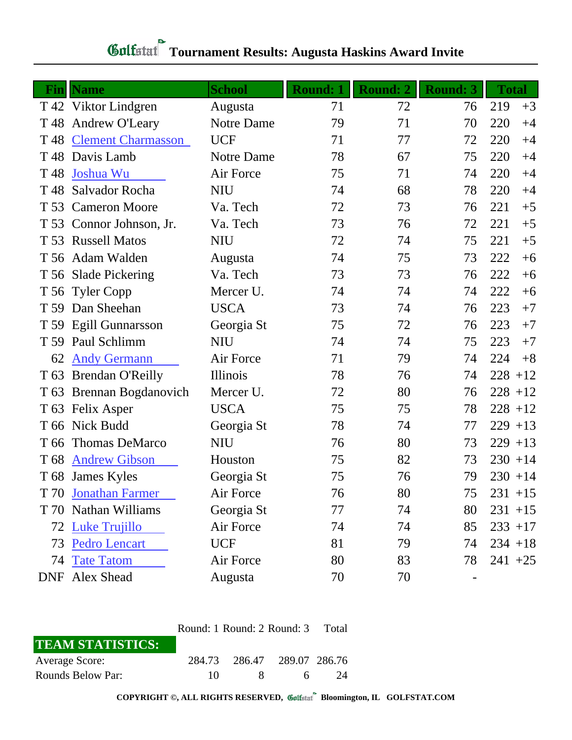# Golfstat Tournament Results: Augusta Haskins Award Invite

| Fin | Name | School | Round: 1 | Round: 2 | Round: 3 | Total | |
|---|---|---|---|---|---|---|---|
| T 42 | Viktor Lindgren | Augusta | 71 | 72 | 76 | 219 | +3 |
| T 48 | Andrew O'Leary | Notre Dame | 79 | 71 | 70 | 220 | +4 |
| T 48 | Clement Charmasson | UCF | 71 | 77 | 72 | 220 | +4 |
| T 48 | Davis Lamb | Notre Dame | 78 | 67 | 75 | 220 | +4 |
| T 48 | Joshua Wu | Air Force | 75 | 71 | 74 | 220 | +4 |
| T 48 | Salvador Rocha | NIU | 74 | 68 | 78 | 220 | +4 |
| T 53 | Cameron Moore | Va. Tech | 72 | 73 | 76 | 221 | +5 |
| T 53 | Connor Johnson, Jr. | Va. Tech | 73 | 76 | 72 | 221 | +5 |
| T 53 | Russell Matos | NIU | 72 | 74 | 75 | 221 | +5 |
| T 56 | Adam Walden | Augusta | 74 | 75 | 73 | 222 | +6 |
| T 56 | Slade Pickering | Va. Tech | 73 | 73 | 76 | 222 | +6 |
| T 56 | Tyler Copp | Mercer U. | 74 | 74 | 74 | 222 | +6 |
| T 59 | Dan Sheehan | USCA | 73 | 74 | 76 | 223 | +7 |
| T 59 | Egill Gunnarsson | Georgia St | 75 | 72 | 76 | 223 | +7 |
| T 59 | Paul Schlimm | NIU | 74 | 74 | 75 | 223 | +7 |
| 62 | Andy Germann | Air Force | 71 | 79 | 74 | 224 | +8 |
| T 63 | Brendan O'Reilly | Illinois | 78 | 76 | 74 | 228 | +12 |
| T 63 | Brennan Bogdanovich | Mercer U. | 72 | 80 | 76 | 228 | +12 |
| T 63 | Felix Asper | USCA | 75 | 75 | 78 | 228 | +12 |
| T 66 | Nick Budd | Georgia St | 78 | 74 | 77 | 229 | +13 |
| T 66 | Thomas DeMarco | NIU | 76 | 80 | 73 | 229 | +13 |
| T 68 | Andrew Gibson | Houston | 75 | 82 | 73 | 230 | +14 |
| T 68 | James Kyles | Georgia St | 75 | 76 | 79 | 230 | +14 |
| T 70 | Jonathan Farmer | Air Force | 76 | 80 | 75 | 231 | +15 |
| T 70 | Nathan Williams | Georgia St | 77 | 74 | 80 | 231 | +15 |
| 72 | Luke Trujillo | Air Force | 74 | 74 | 85 | 233 | +17 |
| 73 | Pedro Lencart | UCF | 81 | 79 | 74 | 234 | +18 |
| 74 | Tate Tatom | Air Force | 80 | 83 | 78 | 241 | +25 |
| DNF | Alex Shead | Augusta | 70 | 70 | - | | |

| TEAM STATISTICS: | Round: 1 | Round: 2 | Round: 3 | Total |
|---|---|---|---|---|
| Average Score: | 284.73 | 286.47 | 289.07 | 286.76 |
| Rounds Below Par: | 10 | 8 | 6 | 24 |

COPYRIGHT ©, ALL RIGHTS RESERVED, Golfstat Bloomington, IL GOLFSTAT.COM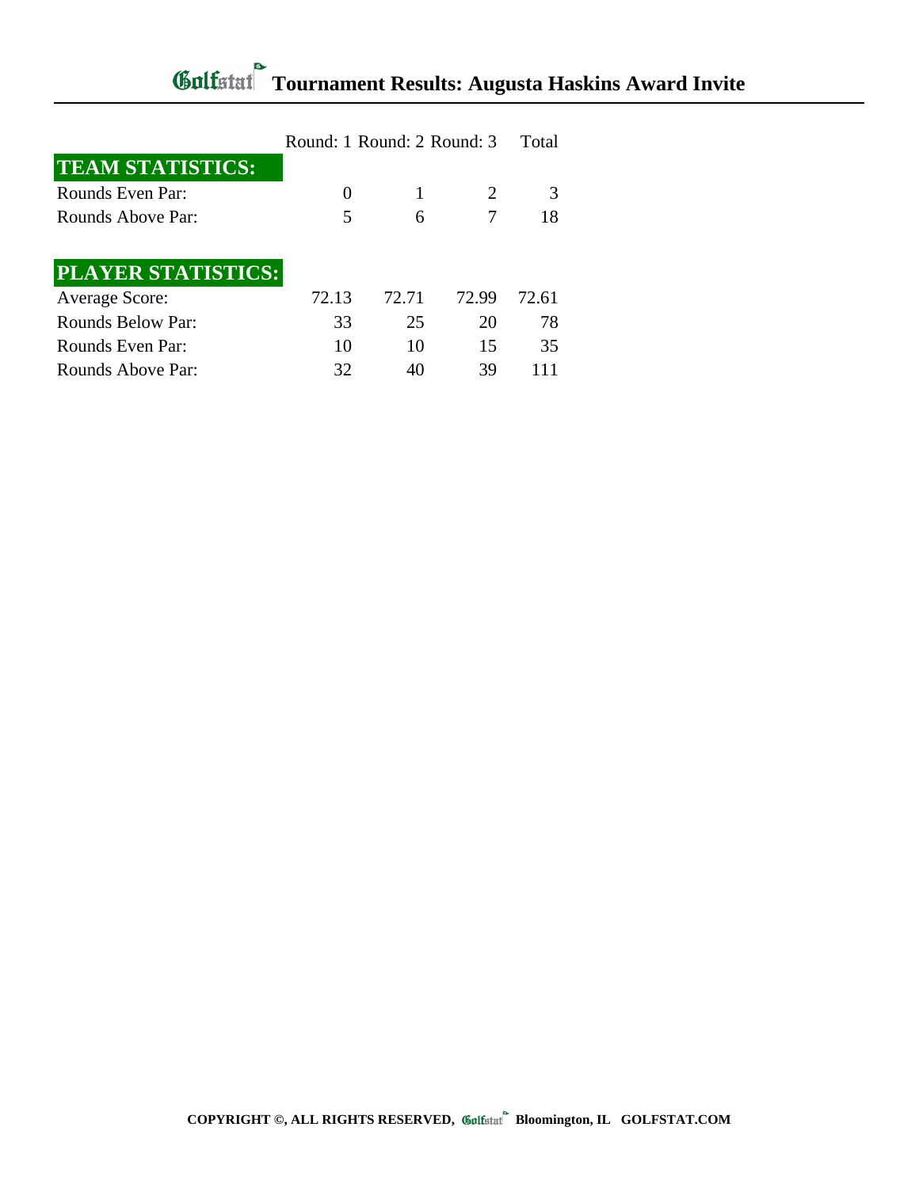# Golfstat Tournament Results: Augusta Haskins Award Invite

| | Round: 1 | Round: 2 | Round: 3 | Total |
|---|---|---|---|---|
| **TEAM STATISTICS:** | | | | |
| Rounds Even Par: | 0 | 1 | 2 | 3 |
| Rounds Above Par: | 5 | 6 | 7 | 18 |
| **PLAYER STATISTICS:** | | | | |
| Average Score: | 72.13 | 72.71 | 72.99 | 72.61 |
| Rounds Below Par: | 33 | 25 | 20 | 78 |
| Rounds Even Par: | 10 | 10 | 15 | 35 |
| Rounds Above Par: | 32 | 40 | 39 | 111 |

**COPYRIGHT ©, ALL RIGHTS RESERVED, Golfstat Bloomington, IL GOLFSTAT.COM**